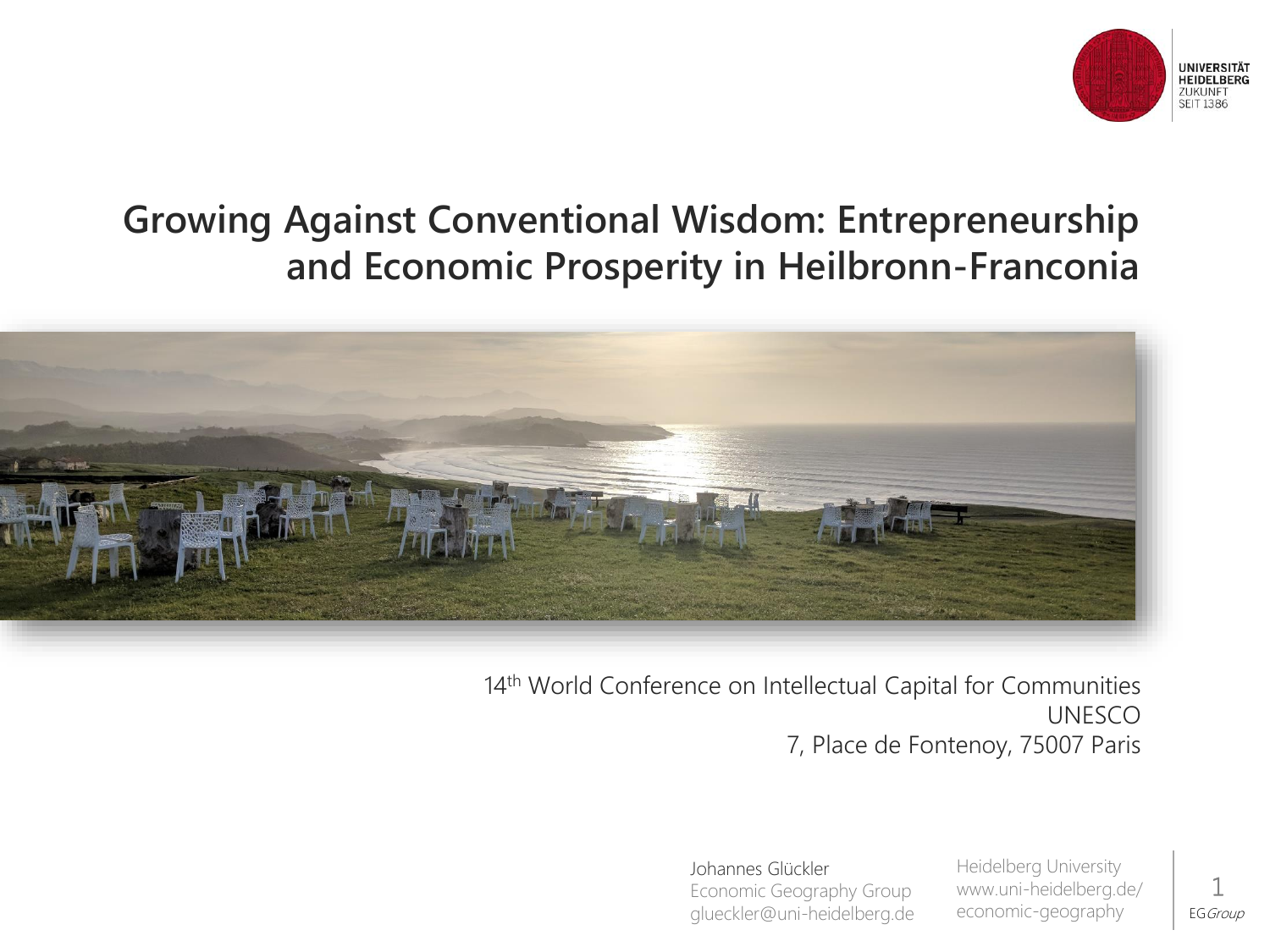UNIVERSITÄT HEIDELBERG
ZUKUNFT SEIT 1386

# Growing Against Conventional Wisdom: Entrepreneurship and Economic Prosperity in Heilbronn-Franconia

14th World Conference on Intellectual Capital for Communities
UNESCO
7, Place de Fontenoy, 75007 Paris

Johannes Glückler
Economic Geography Group
glueckler@uni-heidelberg.de

Heidelberg University
www.uni-heidelberg.de/economic-geography

EG*Group*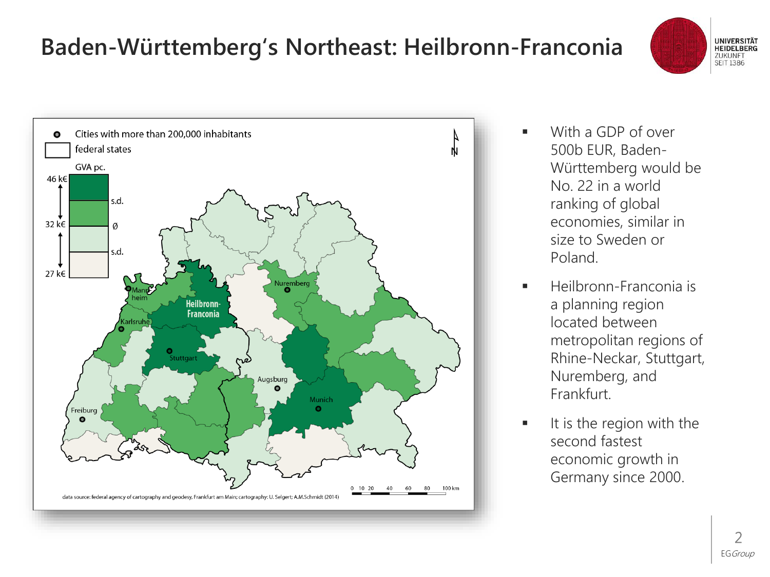# Baden-Württemberg's Northeast: Heilbronn-Franconia

Cities with more than 200,000 inhabitants

federal states

GVA pc.

46 k€

s.d.

32 k€

Ø

s.d.

27 k€

Mannheim

Heilbronn-Franconia

Karlsruhe

Stuttgart

Nuremberg

Augsburg

Munich

Freiburg

N

0 10 20 40 60 80 100 km

data source: federal agency of cartography and geodesy, Frankfurt am Main; cartography: U. Selgert; A.M.Schmidt (2014)

- With a GDP of over 500b EUR, Baden-Württemberg would be No. 22 in a world ranking of global economies, similar in size to Sweden or Poland.
- Heilbronn-Franconia is a planning region located between metropolitan regions of Rhine-Neckar, Stuttgart, Nuremberg, and Frankfurt.
- It is the region with the second fastest economic growth in Germany since 2000.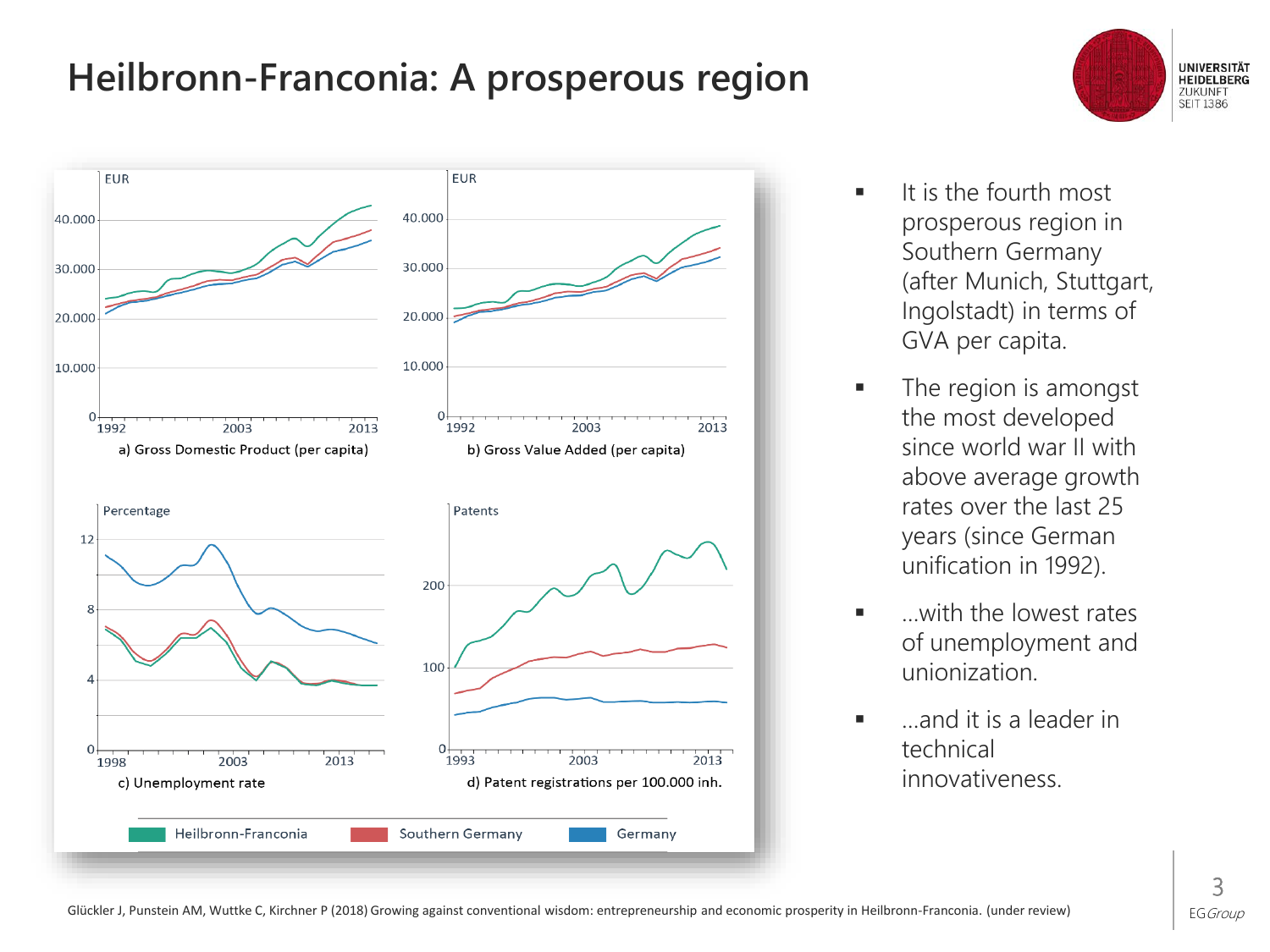# Heilbronn-Franconia: A prosperous region

a) Gross Domestic Product (per capita)

b) Gross Value Added (per capita)

c) Unemployment rate

d) Patent registrations per 100.000 inh.

Heilbronn-Franconia | Southern Germany | Germany

- It is the fourth most prosperous region in Southern Germany (after Munich, Stuttgart, Ingolstadt) in terms of GVA per capita.
- The region is amongst the most developed since world war II with above average growth rates over the last 25 years (since German unification in 1992).
- ...with the lowest rates of unemployment and unionization.
- ...and it is a leader in technical innovativeness.

Glückler J, Punstein AM, Wuttke C, Kirchner P (2018) Growing against conventional wisdom: entrepreneurship and economic prosperity in Heilbronn-Franconia. (under review)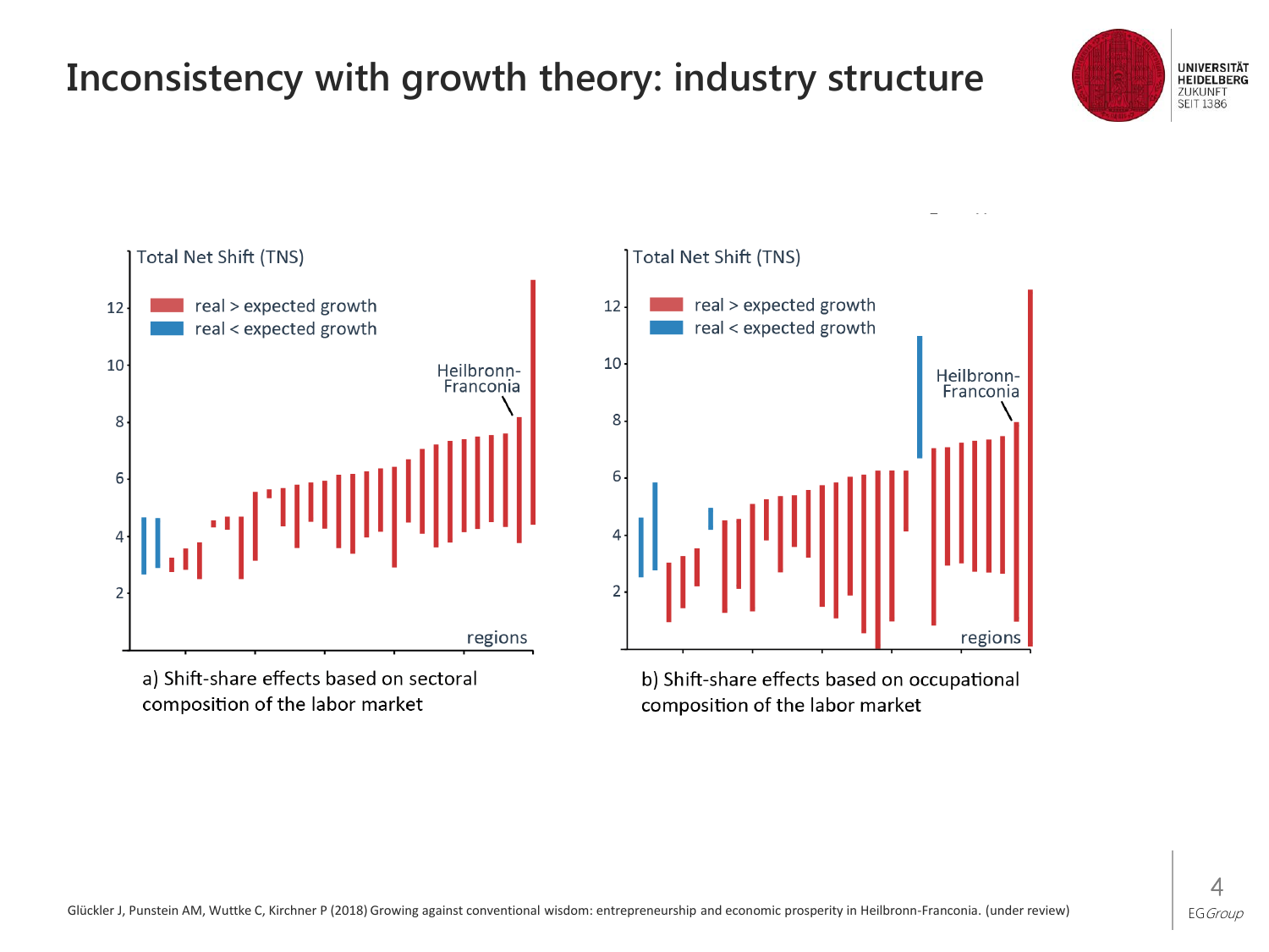# Inconsistency with growth theory: industry structure

Total Net Shift (TNS)

real > expected growth

real < expected growth

Heilbronn-Franconia

regions

a) Shift-share effects based on sectoral composition of the labor market

Total Net Shift (TNS)

real > expected growth

real < expected growth

Heilbronn-Franconia

regions

b) Shift-share effects based on occupational composition of the labor market

Glückler J, Punstein AM, Wuttke C, Kirchner P (2018) Growing against conventional wisdom: entrepreneurship and economic prosperity in Heilbronn-Franconia. (under review)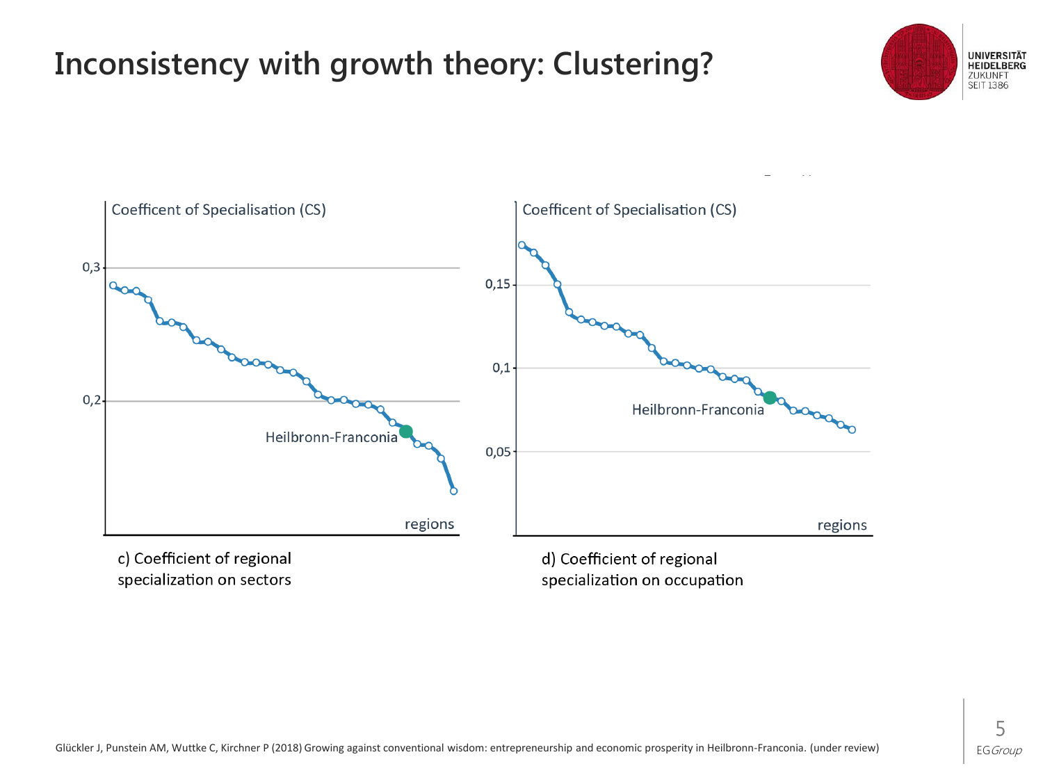# Inconsistency with growth theory: Clustering?

Coefficent of Specialisation (CS)

0,3

0,2

Heilbronn-Franconia

regions

c) Coefficient of regional specialization on sectors

Coefficent of Specialisation (CS)

0,15

0,1

0,05

Heilbronn-Franconia

regions

d) Coefficient of regional specialization on occupation

Glückler J, Punstein AM, Wuttke C, Kirchner P (2018) Growing against conventional wisdom: entrepreneurship and economic prosperity in Heilbronn-Franconia. (under review)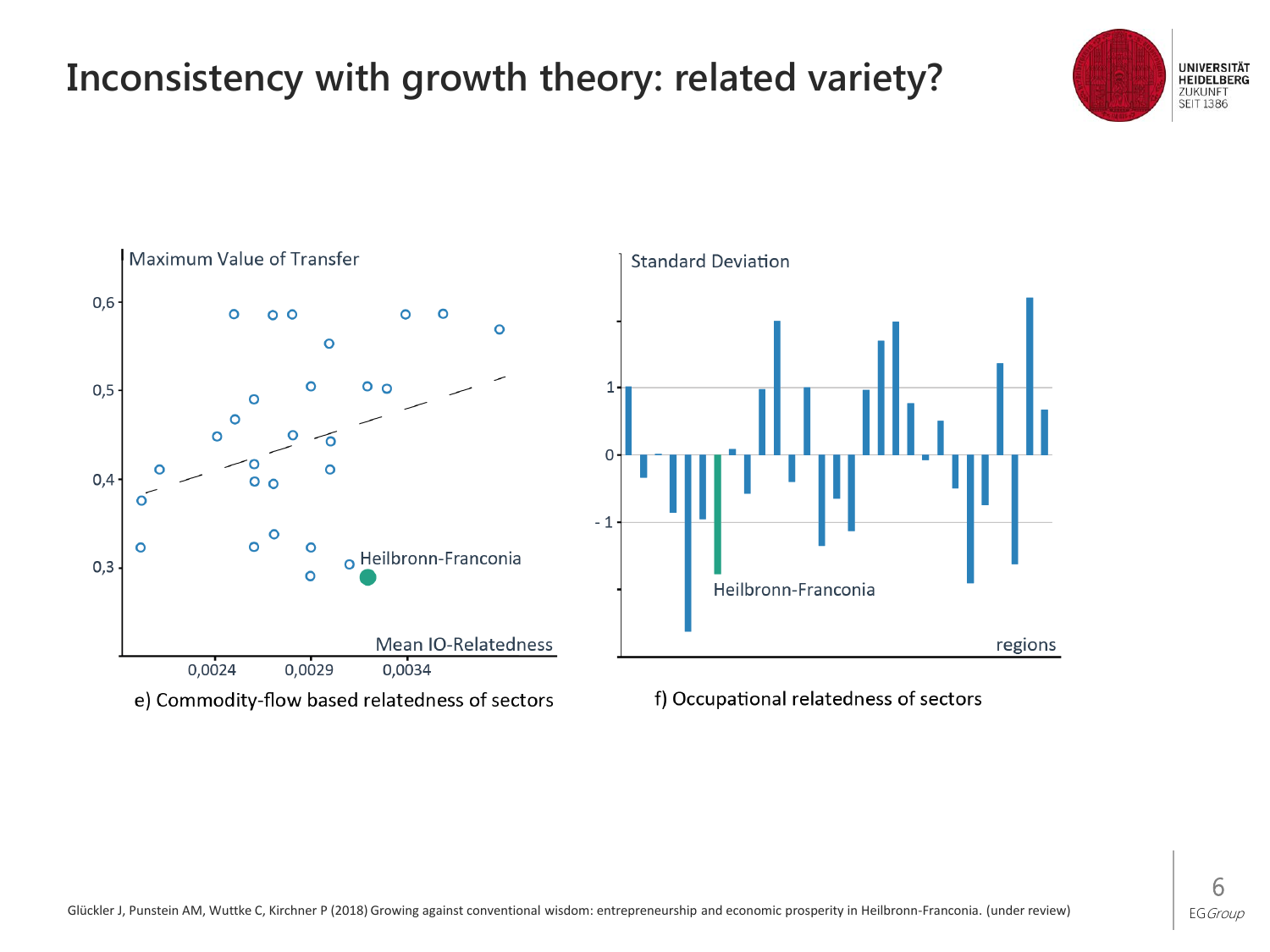# Inconsistency with growth theory: related variety?

Maximum Value of Transfer

0,6

0,5

0,4

0,3

0,0024 0,0029 0,0034

Mean IO-Relatedness

Heilbronn-Franconia

e) Commodity-flow based relatedness of sectors

Standard Deviation

1

0

- 1

Heilbronn-Franconia

regions

f) Occupational relatedness of sectors

Glückler J, Punstein AM, Wuttke C, Kirchner P (2018) Growing against conventional wisdom: entrepreneurship and economic prosperity in Heilbronn-Franconia. (under review)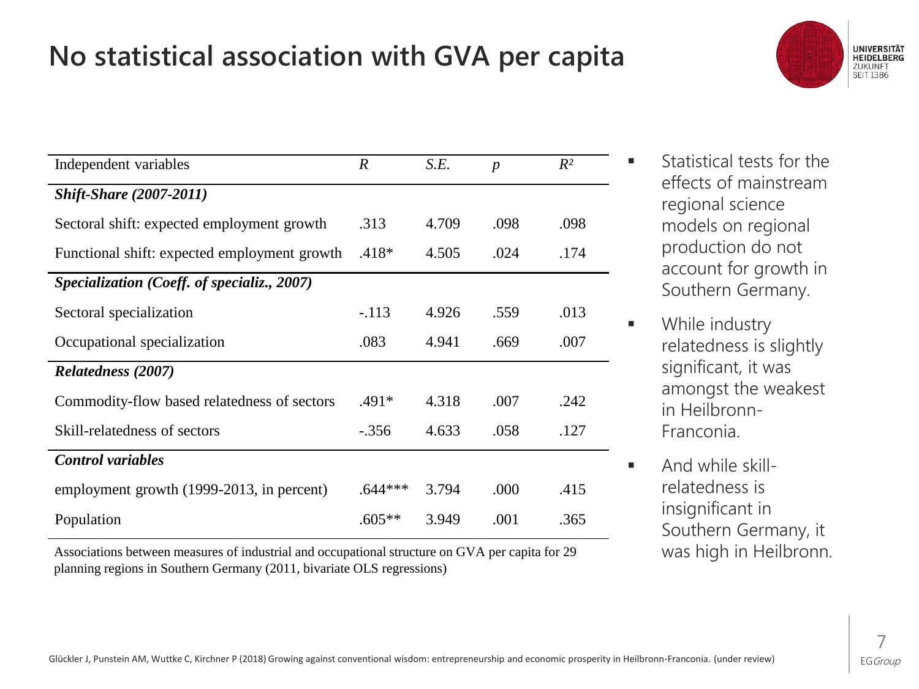# No statistical association with GVA per capita

| Independent variables | *R* | *S.E.* | *p* | $R^2$ |
|---|---|---|---|---|
| ***Shift-Share (2007-2011)*** | | | | |
| Sectoral shift: expected employment growth | .313 | 4.709 | .098 | .098 |
| Functional shift: expected employment growth | .418* | 4.505 | .024 | .174 |
| ***Specialization (Coeff. of specializ., 2007)*** | | | | |
| Sectoral specialization | -.113 | 4.926 | .559 | .013 |
| Occupational specialization | .083 | 4.941 | .669 | .007 |
| ***Relatedness (2007)*** | | | | |
| Commodity-flow based relatedness of sectors | .491* | 4.318 | .007 | .242 |
| Skill-relatedness of sectors | -.356 | 4.633 | .058 | .127 |
| ***Control variables*** | | | | |
| employment growth (1999-2013, in percent) | .644*** | 3.794 | .000 | .415 |
| Population | .605** | 3.949 | .001 | .365 |

Associations between measures of industrial and occupational structure on GVA per capita for 29 planning regions in Southern Germany (2011, bivariate OLS regressions)

- Statistical tests for the effects of mainstream regional science models on regional production do not account for growth in Southern Germany.
- While industry relatedness is slightly significant, it was amongst the weakest in Heilbronn-Franconia.
- And while skill-relatedness is insignificant in Southern Germany, it was high in Heilbronn.

Glückler J, Punstein AM, Wuttke C, Kirchner P (2018) Growing against conventional wisdom: entrepreneurship and economic prosperity in Heilbronn-Franconia. (under review)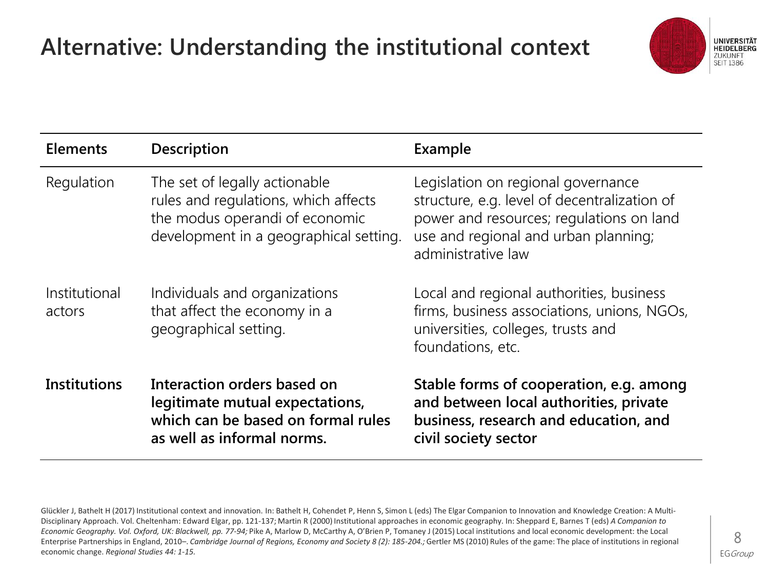# Alternative: Understanding the institutional context

| Elements | Description | Example |
|---|---|---|
| Regulation | The set of legally actionable rules and regulations, which affects the modus operandi of economic development in a geographical setting. | Legislation on regional governance structure, e.g. level of decentralization of power and resources; regulations on land use and regional and urban planning; administrative law |
| Institutional actors | Individuals and organizations that affect the economy in a geographical setting. | Local and regional authorities, business firms, business associations, unions, NGOs, universities, colleges, trusts and foundations, etc. |
| **Institutions** | **Interaction orders based on legitimate mutual expectations, which can be based on formal rules as well as informal norms.** | **Stable forms of cooperation, e.g. among and between local authorities, private business, research and education, and civil society sector** |

Glückler J, Bathelt H (2017) Institutional context and innovation. In: Bathelt H, Cohendet P, Henn S, Simon L (eds) The Elgar Companion to Innovation and Knowledge Creation: A Multi-Disciplinary Approach. Vol. Cheltenham: Edward Elgar, pp. 121-137; Martin R (2000) Institutional approaches in economic geography. In: Sheppard E, Barnes T (eds) *A Companion to Economic Geography. Vol. Oxford, UK: Blackwell, pp. 77-94;* Pike A, Marlow D, McCarthy A, O'Brien P, Tomaney J (2015) Local institutions and local economic development: the Local Enterprise Partnerships in England, 2010–. *Cambridge Journal of Regions, Economy and Society 8 (2): 185-204.;* Gertler MS (2010) Rules of the game: The place of institutions in regional economic change. *Regional Studies 44: 1-15.*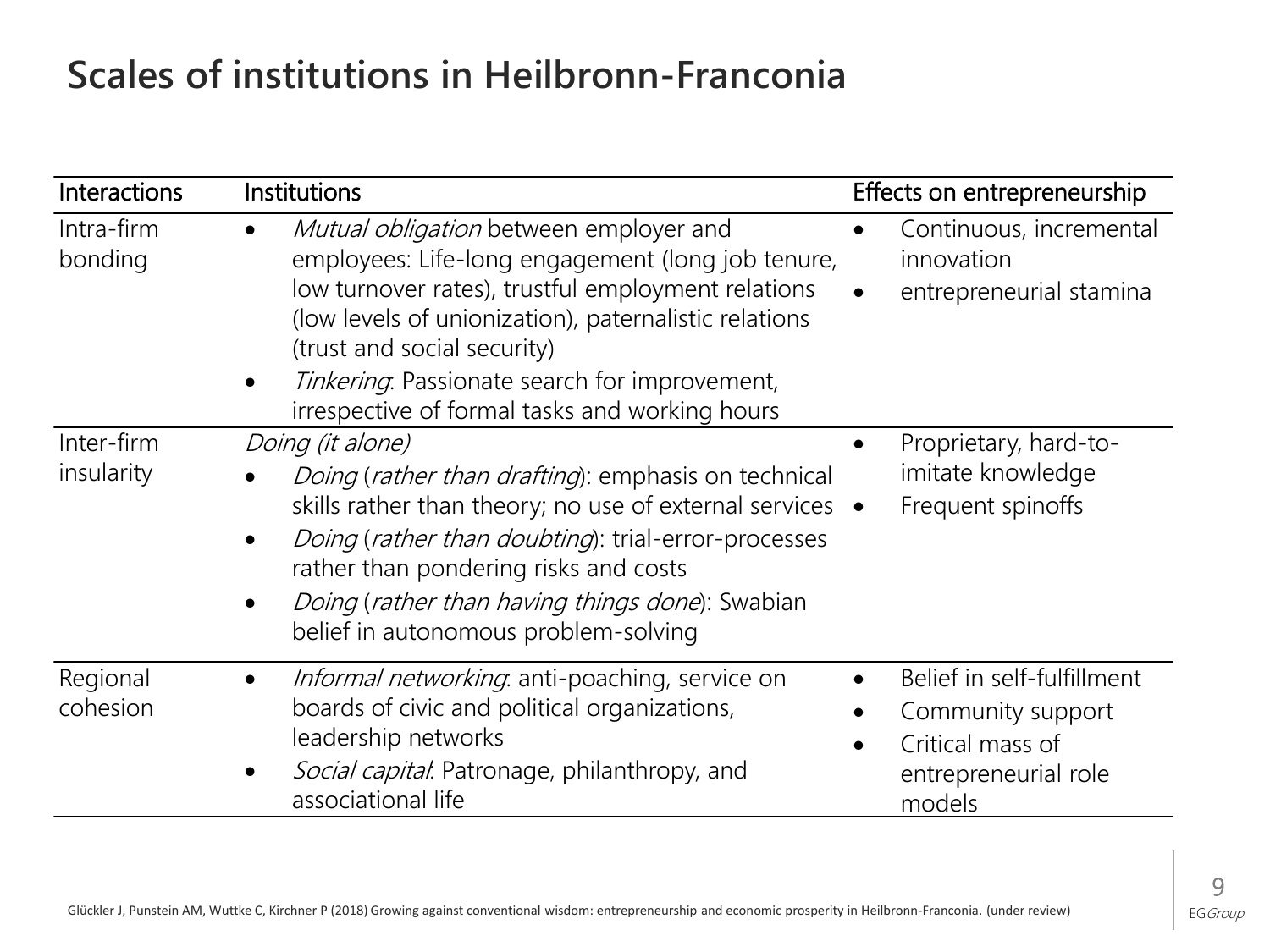# Scales of institutions in Heilbronn-Franconia

| Interactions | Institutions | Effects on entrepreneurship |
| --- | --- | --- |
| Intra-firm bonding | • *Mutual obligation* between employer and employees: Life-long engagement (long job tenure, low turnover rates), trustful employment relations (low levels of unionization), paternalistic relations (trust and social security)<br>• *Tinkering*: Passionate search for improvement, irrespective of formal tasks and working hours | • Continuous, incremental innovation<br>• entrepreneurial stamina |
| Inter-firm insularity | *Doing (it alone)*<br>• *Doing* (*rather than drafting*): emphasis on technical skills rather than theory; no use of external services<br>• *Doing* (*rather than doubting*): trial-error-processes rather than pondering risks and costs<br>• *Doing* (*rather than having things done*): Swabian belief in autonomous problem-solving | • Proprietary, hard-to-imitate knowledge<br>• Frequent spinoffs |
| Regional cohesion | • *Informal networking*: anti-poaching, service on boards of civic and political organizations, leadership networks<br>• *Social capital*: Patronage, philanthropy, and associational life | • Belief in self-fulfillment<br>• Community support<br>• Critical mass of entrepreneurial role models |

Glückler J, Punstein AM, Wuttke C, Kirchner P (2018) Growing against conventional wisdom: entrepreneurship and economic prosperity in Heilbronn-Franconia. (under review)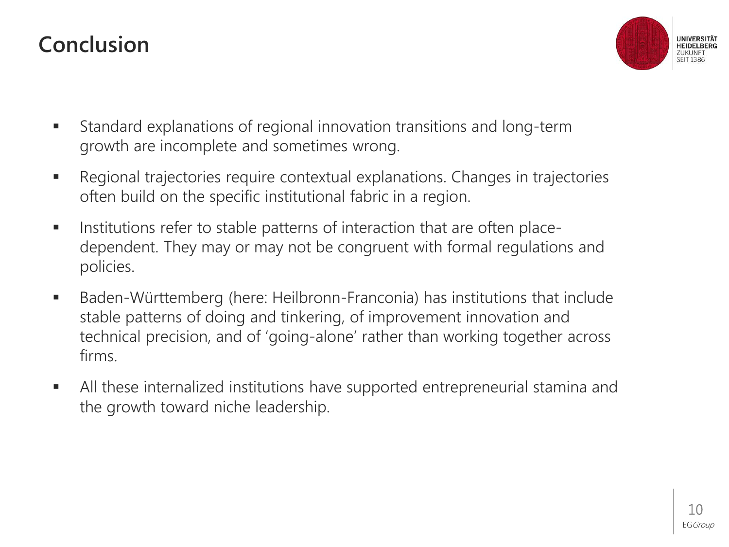# Conclusion

- Standard explanations of regional innovation transitions and long-term growth are incomplete and sometimes wrong.
- Regional trajectories require contextual explanations. Changes in trajectories often build on the specific institutional fabric in a region.
- Institutions refer to stable patterns of interaction that are often place-dependent. They may or may not be congruent with formal regulations and policies.
- Baden-Württemberg (here: Heilbronn-Franconia) has institutions that include stable patterns of doing and tinkering, of improvement innovation and technical precision, and of 'going-alone' rather than working together across firms.
- All these internalized institutions have supported entrepreneurial stamina and the growth toward niche leadership.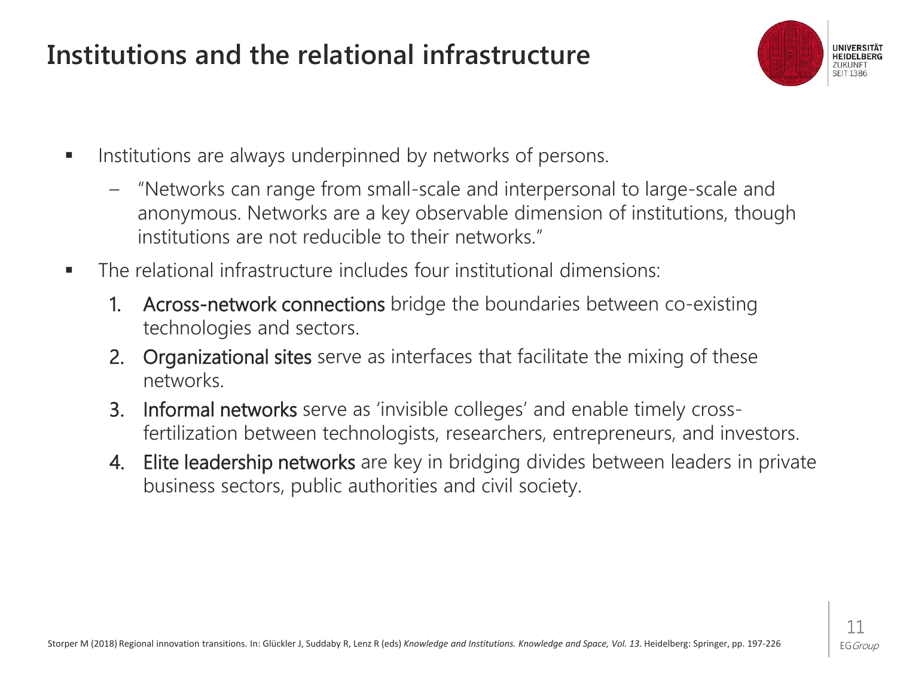# Institutions and the relational infrastructure

- Institutions are always underpinned by networks of persons.
  - "Networks can range from small-scale and interpersonal to large-scale and anonymous. Networks are a key observable dimension of institutions, though institutions are not reducible to their networks."
- The relational infrastructure includes four institutional dimensions:
  1. Across-network connections bridge the boundaries between co-existing technologies and sectors.
  2. Organizational sites serve as interfaces that facilitate the mixing of these networks.
  3. Informal networks serve as 'invisible colleges' and enable timely cross-fertilization between technologists, researchers, entrepreneurs, and investors.
  4. Elite leadership networks are key in bridging divides between leaders in private business sectors, public authorities and civil society.

Storper M (2018) Regional innovation transitions. In: Glückler J, Suddaby R, Lenz R (eds) *Knowledge and Institutions. Knowledge and Space, Vol. 13*. Heidelberg: Springer, pp. 197-226